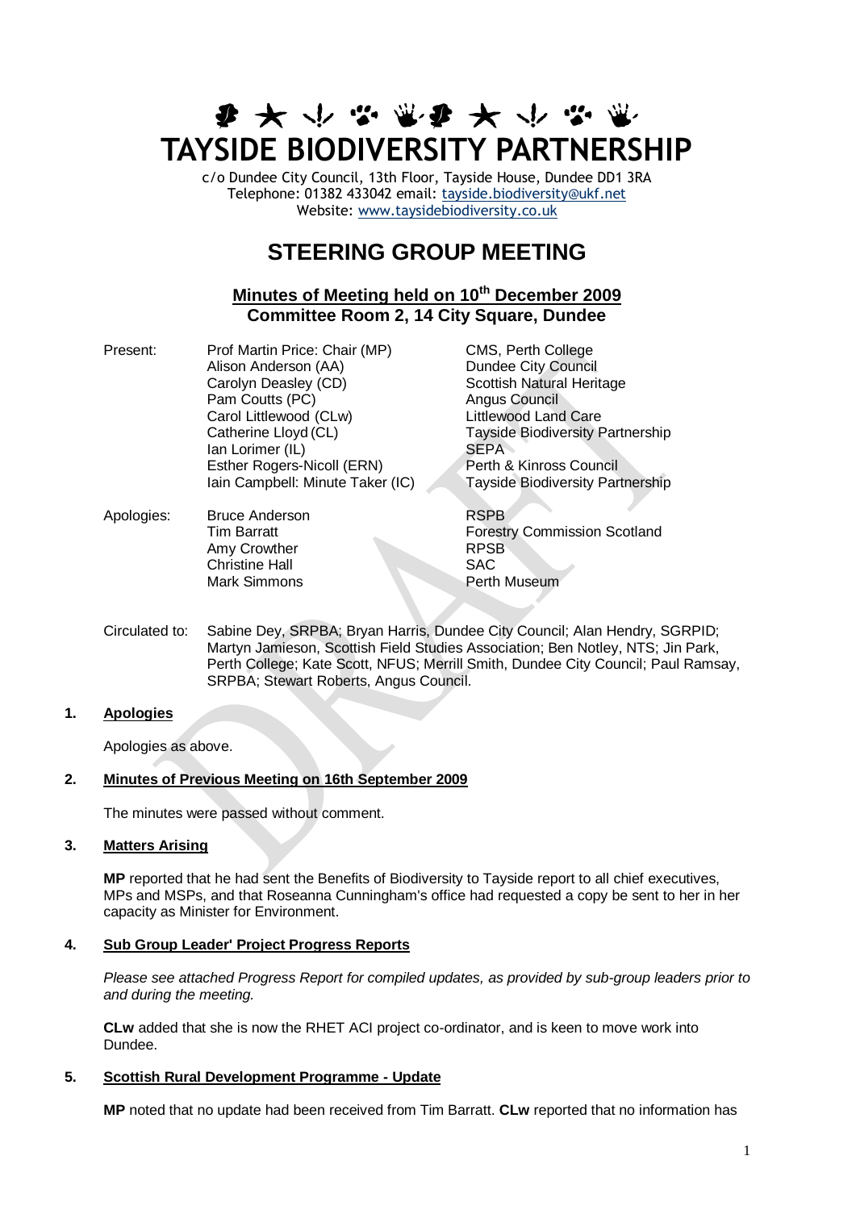# TAYSIDE BIODIVERSITY PARTNERSHIP

c/o Dundee City Council, 13th Floor, Tayside House, Dundee DD1 3RA
Telephone: 01382 433042 email: tayside.biodiversity@ukf.net
Website: www.taysidebiodiversity.co.uk

# STEERING GROUP MEETING

## Minutes of Meeting held on 10th December 2009
## Committee Room 2, 14 City Square, Dundee

| | | |
|---|---|---|
| Present: | Prof Martin Price: Chair (MP) | CMS, Perth College |
| | Alison Anderson (AA) | Dundee City Council |
| | Carolyn Deasley (CD) | Scottish Natural Heritage |
| | Pam Coutts (PC) | Angus Council |
| | Carol Littlewood (CLw) | Littlewood Land Care |
| | Catherine Lloyd (CL) | Tayside Biodiversity Partnership |
| | Ian Lorimer (IL) | SEPA |
| | Esther Rogers-Nicoll (ERN) | Perth & Kinross Council |
| | Iain Campbell: Minute Taker (IC) | Tayside Biodiversity Partnership |
| Apologies: | Bruce Anderson | RSPB |
| | Tim Barratt | Forestry Commission Scotland |
| | Amy Crowther | RPSB |
| | Christine Hall | SAC |
| | Mark Simmons | Perth Museum |

Circulated to: Sabine Dey, SRPBA; Bryan Harris, Dundee City Council; Alan Hendry, SGRPID; Martyn Jamieson, Scottish Field Studies Association; Ben Notley, NTS; Jin Park, Perth College; Kate Scott, NFUS; Merrill Smith, Dundee City Council; Paul Ramsay, SRPBA; Stewart Roberts, Angus Council.

**1. Apologies**

Apologies as above.

**2. Minutes of Previous Meeting on 16th September 2009**

The minutes were passed without comment.

**3. Matters Arising**

**MP** reported that he had sent the Benefits of Biodiversity to Tayside report to all chief executives, MPs and MSPs, and that Roseanna Cunningham's office had requested a copy be sent to her in her capacity as Minister for Environment.

**4. Sub Group Leader' Project Progress Reports**

*Please see attached Progress Report for compiled updates, as provided by sub-group leaders prior to and during the meeting.*

**CLw** added that she is now the RHET ACI project co-ordinator, and is keen to move work into Dundee.

**5. Scottish Rural Development Programme - Update**

**MP** noted that no update had been received from Tim Barratt. **CLw** reported that no information has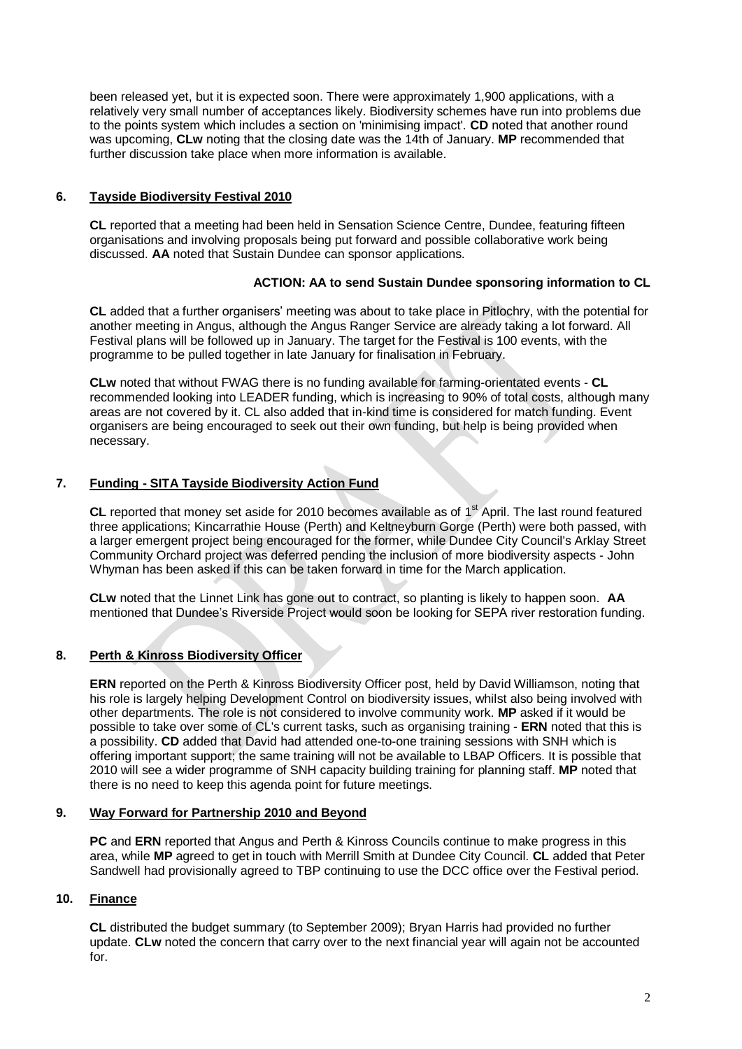been released yet, but it is expected soon. There were approximately 1,900 applications, with a relatively very small number of acceptances likely. Biodiversity schemes have run into problems due to the points system which includes a section on 'minimising impact'. **CD** noted that another round was upcoming, **CLw** noting that the closing date was the 14th of January. **MP** recommended that further discussion take place when more information is available.

## 6. Tayside Biodiversity Festival 2010

**CL** reported that a meeting had been held in Sensation Science Centre, Dundee, featuring fifteen organisations and involving proposals being put forward and possible collaborative work being discussed. **AA** noted that Sustain Dundee can sponsor applications.

**ACTION: AA to send Sustain Dundee sponsoring information to CL**

**CL** added that a further organisers' meeting was about to take place in Pitlochry, with the potential for another meeting in Angus, although the Angus Ranger Service are already taking a lot forward. All Festival plans will be followed up in January. The target for the Festival is 100 events, with the programme to be pulled together in late January for finalisation in February.

**CLw** noted that without FWAG there is no funding available for farming-orientated events - **CL** recommended looking into LEADER funding, which is increasing to 90% of total costs, although many areas are not covered by it. CL also added that in-kind time is considered for match funding. Event organisers are being encouraged to seek out their own funding, but help is being provided when necessary.

## 7. Funding - SITA Tayside Biodiversity Action Fund

**CL** reported that money set aside for 2010 becomes available as of 1st April. The last round featured three applications; Kincarrathie House (Perth) and Keltneyburn Gorge (Perth) were both passed, with a larger emergent project being encouraged for the former, while Dundee City Council's Arklay Street Community Orchard project was deferred pending the inclusion of more biodiversity aspects - John Whyman has been asked if this can be taken forward in time for the March application.

**CLw** noted that the Linnet Link has gone out to contract, so planting is likely to happen soon. **AA** mentioned that Dundee's Riverside Project would soon be looking for SEPA river restoration funding.

## 8. Perth & Kinross Biodiversity Officer

**ERN** reported on the Perth & Kinross Biodiversity Officer post, held by David Williamson, noting that his role is largely helping Development Control on biodiversity issues, whilst also being involved with other departments. The role is not considered to involve community work. **MP** asked if it would be possible to take over some of CL's current tasks, such as organising training - **ERN** noted that this is a possibility. **CD** added that David had attended one-to-one training sessions with SNH which is offering important support; the same training will not be available to LBAP Officers. It is possible that 2010 will see a wider programme of SNH capacity building training for planning staff. **MP** noted that there is no need to keep this agenda point for future meetings.

## 9. Way Forward for Partnership 2010 and Beyond

**PC** and **ERN** reported that Angus and Perth & Kinross Councils continue to make progress in this area, while **MP** agreed to get in touch with Merrill Smith at Dundee City Council. **CL** added that Peter Sandwell had provisionally agreed to TBP continuing to use the DCC office over the Festival period.

## 10. Finance

**CL** distributed the budget summary (to September 2009); Bryan Harris had provided no further update. **CLw** noted the concern that carry over to the next financial year will again not be accounted for.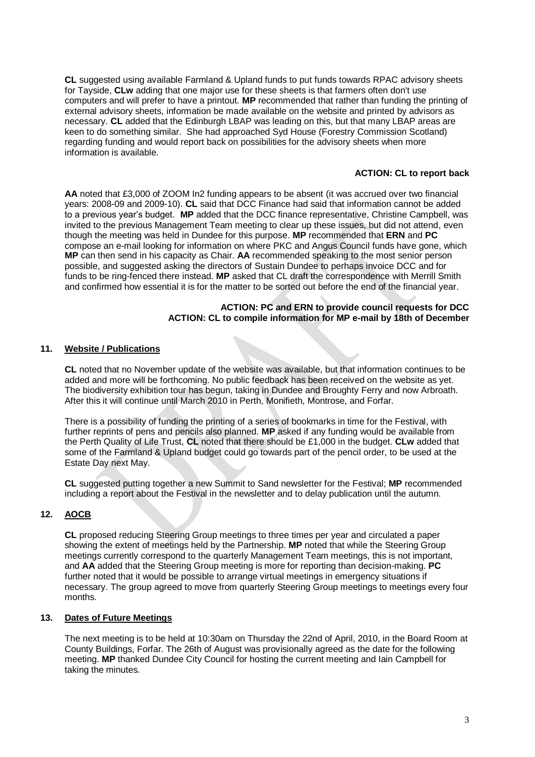**CL** suggested using available Farmland & Upland funds to put funds towards RPAC advisory sheets for Tayside, **CLw** adding that one major use for these sheets is that farmers often don't use computers and will prefer to have a printout. **MP** recommended that rather than funding the printing of external advisory sheets, information be made available on the website and printed by advisors as necessary. **CL** added that the Edinburgh LBAP was leading on this, but that many LBAP areas are keen to do something similar. She had approached Syd House (Forestry Commission Scotland) regarding funding and would report back on possibilities for the advisory sheets when more information is available.

**ACTION: CL to report back**

**AA** noted that £3,000 of ZOOM In2 funding appears to be absent (it was accrued over two financial years: 2008-09 and 2009-10). **CL** said that DCC Finance had said that information cannot be added to a previous year's budget. **MP** added that the DCC finance representative, Christine Campbell, was invited to the previous Management Team meeting to clear up these issues, but did not attend, even though the meeting was held in Dundee for this purpose. **MP** recommended that **ERN** and **PC** compose an e-mail looking for information on where PKC and Angus Council funds have gone, which **MP** can then send in his capacity as Chair. **AA** recommended speaking to the most senior person possible, and suggested asking the directors of Sustain Dundee to perhaps invoice DCC and for funds to be ring-fenced there instead. **MP** asked that CL draft the correspondence with Merrill Smith and confirmed how essential it is for the matter to be sorted out before the end of the financial year.

**ACTION: PC and ERN to provide council requests for DCC**
**ACTION: CL to compile information for MP e-mail by 18th of December**

## 11. Website / Publications

**CL** noted that no November update of the website was available, but that information continues to be added and more will be forthcoming. No public feedback has been received on the website as yet. The biodiversity exhibition tour has begun, taking in Dundee and Broughty Ferry and now Arbroath. After this it will continue until March 2010 in Perth, Monifieth, Montrose, and Forfar.

There is a possibility of funding the printing of a series of bookmarks in time for the Festival, with further reprints of pens and pencils also planned. **MP** asked if any funding would be available from the Perth Quality of Life Trust, **CL** noted that there should be £1,000 in the budget. **CLw** added that some of the Farmland & Upland budget could go towards part of the pencil order, to be used at the Estate Day next May.

**CL** suggested putting together a new Summit to Sand newsletter for the Festival; **MP** recommended including a report about the Festival in the newsletter and to delay publication until the autumn.

## 12. AOCB

**CL** proposed reducing Steering Group meetings to three times per year and circulated a paper showing the extent of meetings held by the Partnership. **MP** noted that while the Steering Group meetings currently correspond to the quarterly Management Team meetings, this is not important, and **AA** added that the Steering Group meeting is more for reporting than decision-making. **PC** further noted that it would be possible to arrange virtual meetings in emergency situations if necessary. The group agreed to move from quarterly Steering Group meetings to meetings every four months.

## 13. Dates of Future Meetings

The next meeting is to be held at 10:30am on Thursday the 22nd of April, 2010, in the Board Room at County Buildings, Forfar. The 26th of August was provisionally agreed as the date for the following meeting. **MP** thanked Dundee City Council for hosting the current meeting and Iain Campbell for taking the minutes.